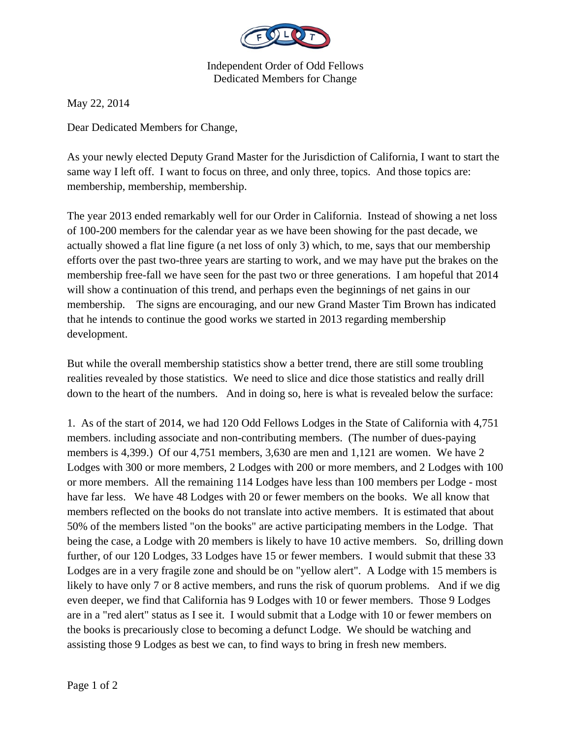Independent Order of Odd Fellows
Dedicated Members for Change

May 22, 2014

Dear Dedicated Members for Change,

As your newly elected Deputy Grand Master for the Jurisdiction of California, I want to start the same way I left off. I want to focus on three, and only three, topics. And those topics are: membership, membership, membership.

The year 2013 ended remarkably well for our Order in California. Instead of showing a net loss of 100-200 members for the calendar year as we have been showing for the past decade, we actually showed a flat line figure (a net loss of only 3) which, to me, says that our membership efforts over the past two-three years are starting to work, and we may have put the brakes on the membership free-fall we have seen for the past two or three generations. I am hopeful that 2014 will show a continuation of this trend, and perhaps even the beginnings of net gains in our membership. The signs are encouraging, and our new Grand Master Tim Brown has indicated that he intends to continue the good works we started in 2013 regarding membership development.

But while the overall membership statistics show a better trend, there are still some troubling realities revealed by those statistics. We need to slice and dice those statistics and really drill down to the heart of the numbers. And in doing so, here is what is revealed below the surface:

1. As of the start of 2014, we had 120 Odd Fellows Lodges in the State of California with 4,751 members. including associate and non-contributing members. (The number of dues-paying members is 4,399.) Of our 4,751 members, 3,630 are men and 1,121 are women. We have 2 Lodges with 300 or more members, 2 Lodges with 200 or more members, and 2 Lodges with 100 or more members. All the remaining 114 Lodges have less than 100 members per Lodge - most have far less. We have 48 Lodges with 20 or fewer members on the books. We all know that members reflected on the books do not translate into active members. It is estimated that about 50% of the members listed "on the books" are active participating members in the Lodge. That being the case, a Lodge with 20 members is likely to have 10 active members. So, drilling down further, of our 120 Lodges, 33 Lodges have 15 or fewer members. I would submit that these 33 Lodges are in a very fragile zone and should be on "yellow alert". A Lodge with 15 members is likely to have only 7 or 8 active members, and runs the risk of quorum problems. And if we dig even deeper, we find that California has 9 Lodges with 10 or fewer members. Those 9 Lodges are in a "red alert" status as I see it. I would submit that a Lodge with 10 or fewer members on the books is precariously close to becoming a defunct Lodge. We should be watching and assisting those 9 Lodges as best we can, to find ways to bring in fresh new members.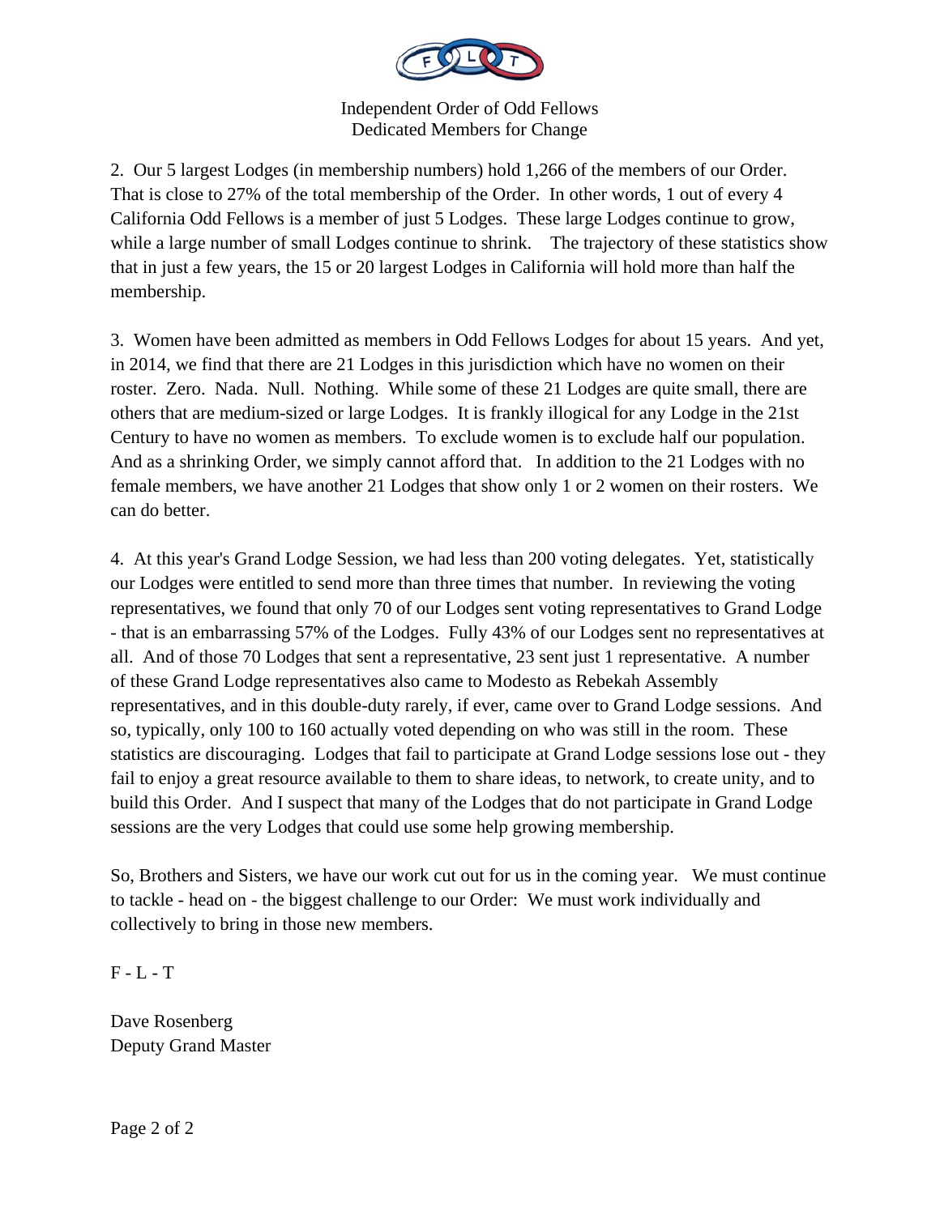Independent Order of Odd Fellows
Dedicated Members for Change

2. Our 5 largest Lodges (in membership numbers) hold 1,266 of the members of our Order. That is close to 27% of the total membership of the Order. In other words, 1 out of every 4 California Odd Fellows is a member of just 5 Lodges. These large Lodges continue to grow, while a large number of small Lodges continue to shrink. The trajectory of these statistics show that in just a few years, the 15 or 20 largest Lodges in California will hold more than half the membership.

3. Women have been admitted as members in Odd Fellows Lodges for about 15 years. And yet, in 2014, we find that there are 21 Lodges in this jurisdiction which have no women on their roster. Zero. Nada. Null. Nothing. While some of these 21 Lodges are quite small, there are others that are medium-sized or large Lodges. It is frankly illogical for any Lodge in the 21st Century to have no women as members. To exclude women is to exclude half our population. And as a shrinking Order, we simply cannot afford that. In addition to the 21 Lodges with no female members, we have another 21 Lodges that show only 1 or 2 women on their rosters. We can do better.

4. At this year's Grand Lodge Session, we had less than 200 voting delegates. Yet, statistically our Lodges were entitled to send more than three times that number. In reviewing the voting representatives, we found that only 70 of our Lodges sent voting representatives to Grand Lodge - that is an embarrassing 57% of the Lodges. Fully 43% of our Lodges sent no representatives at all. And of those 70 Lodges that sent a representative, 23 sent just 1 representative. A number of these Grand Lodge representatives also came to Modesto as Rebekah Assembly representatives, and in this double-duty rarely, if ever, came over to Grand Lodge sessions. And so, typically, only 100 to 160 actually voted depending on who was still in the room. These statistics are discouraging. Lodges that fail to participate at Grand Lodge sessions lose out - they fail to enjoy a great resource available to them to share ideas, to network, to create unity, and to build this Order. And I suspect that many of the Lodges that do not participate in Grand Lodge sessions are the very Lodges that could use some help growing membership.

So, Brothers and Sisters, we have our work cut out for us in the coming year. We must continue to tackle - head on - the biggest challenge to our Order: We must work individually and collectively to bring in those new members.

F - L - T

Dave Rosenberg
Deputy Grand Master